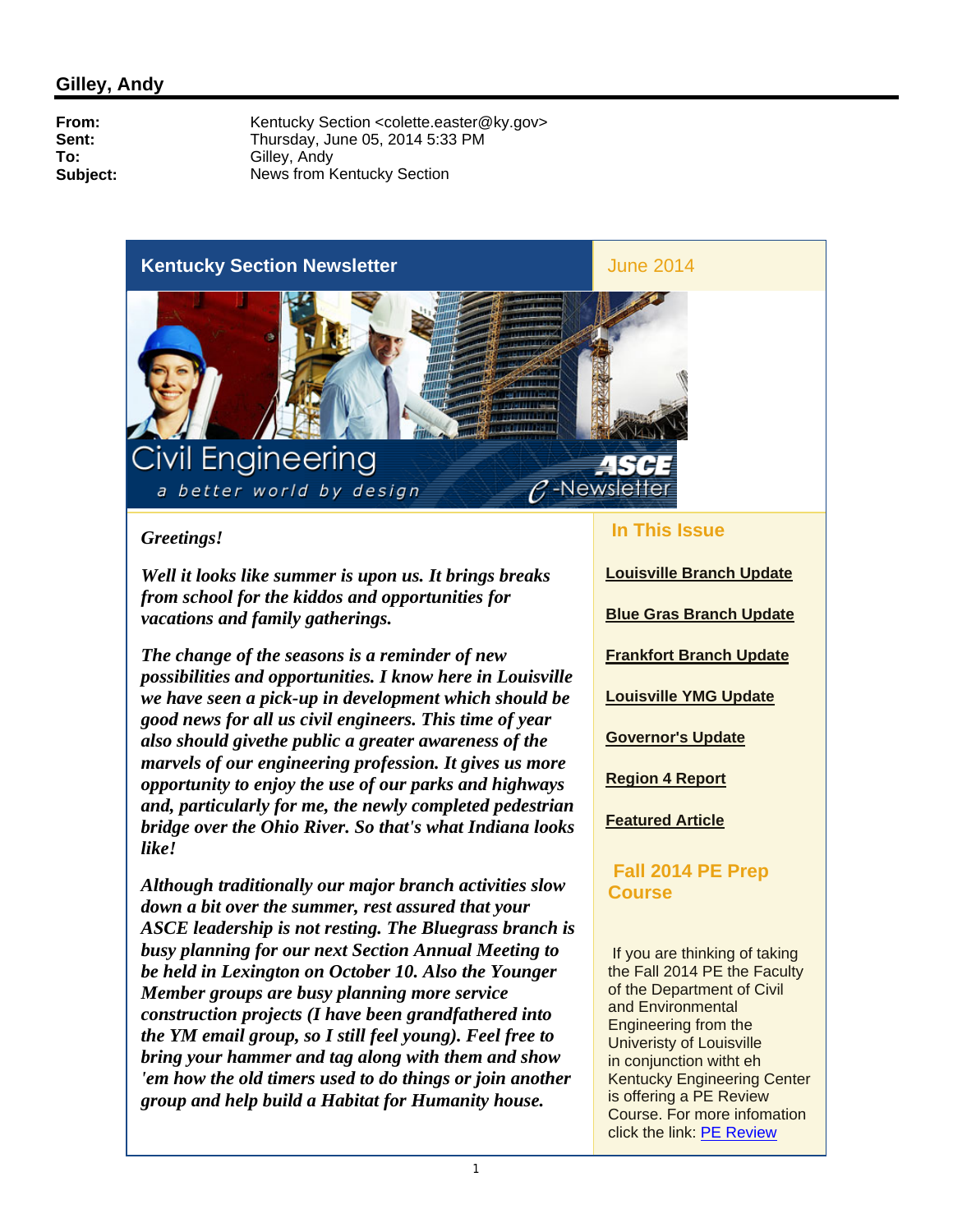## Gilley, Andy

**From:** Kentucky Section <colette.easter@ky.gov>
**Sent:** Thursday, June 05, 2014 5:33 PM
**To:** Gilley, Andy
**Subject:** News from Kentucky Section

# Kentucky Section Newsletter

June 2014

Civil Engineering

a better world by design

ASCE e-Newsletter

***Greetings!***

***Well it looks like summer is upon us. It brings breaks from school for the kiddos and opportunities for vacations and family gatherings.***

***The change of the seasons is a reminder of new possibilities and opportunities. I know here in Louisville we have seen a pick-up in development which should be good news for all us civil engineers. This time of year also should givethe public a greater awareness of the marvels of our engineering profession. It gives us more opportunity to enjoy the use of our parks and highways and, particularly for me, the newly completed pedestrian bridge over the Ohio River. So that's what Indiana looks like!***

***Although traditionally our major branch activities slow down a bit over the summer, rest assured that your ASCE leadership is not resting. The Bluegrass branch is busy planning for our next Section Annual Meeting to be held in Lexington on October 10. Also the Younger Member groups are busy planning more service construction projects (I have been grandfathered into the YM email group, so I still feel young). Feel free to bring your hammer and tag along with them and show 'em how the old timers used to do things or join another group and help build a Habitat for Humanity house.***

## In This Issue

- **Louisville Branch Update**
- **Blue Gras Branch Update**
- **Frankfort Branch Update**
- **Louisville YMG Update**
- **Governor's Update**
- **Region 4 Report**
- **Featured Article**

## Fall 2014 PE Prep Course

If you are thinking of taking the Fall 2014 PE the Faculty of the Department of Civil and Environmental Engineering from the Univeristy of Louisville in conjunction witht eh Kentucky Engineering Center is offering a PE Review Course. For more infomation click the link: PE Review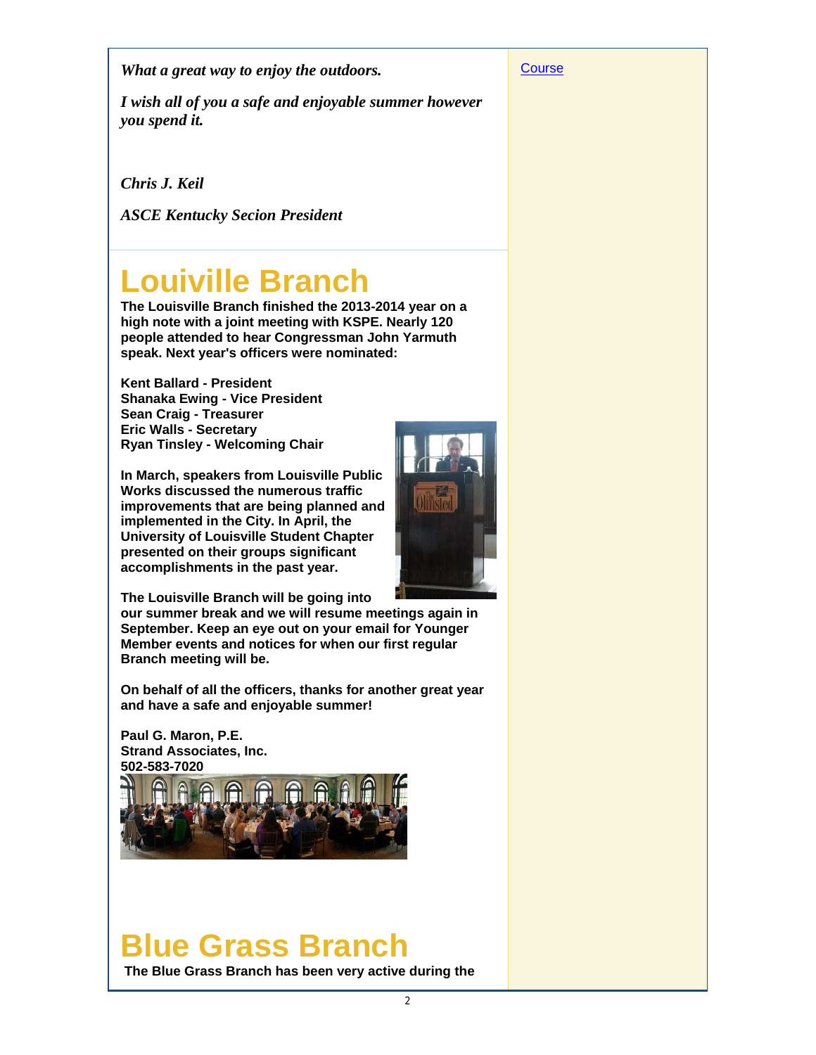*What a great way to enjoy the outdoors.*

*I wish all of you a safe and enjoyable summer however you spend it.*

*Chris J. Keil*

*ASCE Kentucky Secion President*

# Louiville Branch

**The Louisville Branch finished the 2013-2014 year on a high note with a joint meeting with KSPE. Nearly 120 people attended to hear Congressman John Yarmuth speak. Next year's officers were nominated:**

**Kent Ballard - President**
**Shanaka Ewing - Vice President**
**Sean Craig - Treasurer**
**Eric Walls - Secretary**
**Ryan Tinsley - Welcoming Chair**

**In March, speakers from Louisville Public Works discussed the numerous traffic improvements that are being planned and implemented in the City. In April, the University of Louisville Student Chapter presented on their groups significant accomplishments in the past year.**

**The Louisville Branch will be going into our summer break and we will resume meetings again in September. Keep an eye out on your email for Younger Member events and notices for when our first regular Branch meeting will be.**

**On behalf of all the officers, thanks for another great year and have a safe and enjoyable summer!**

**Paul G. Maron, P.E.**
**Strand Associates, Inc.**
**502-583-7020**

# Blue Grass Branch

**The Blue Grass Branch has been very active during the**

Course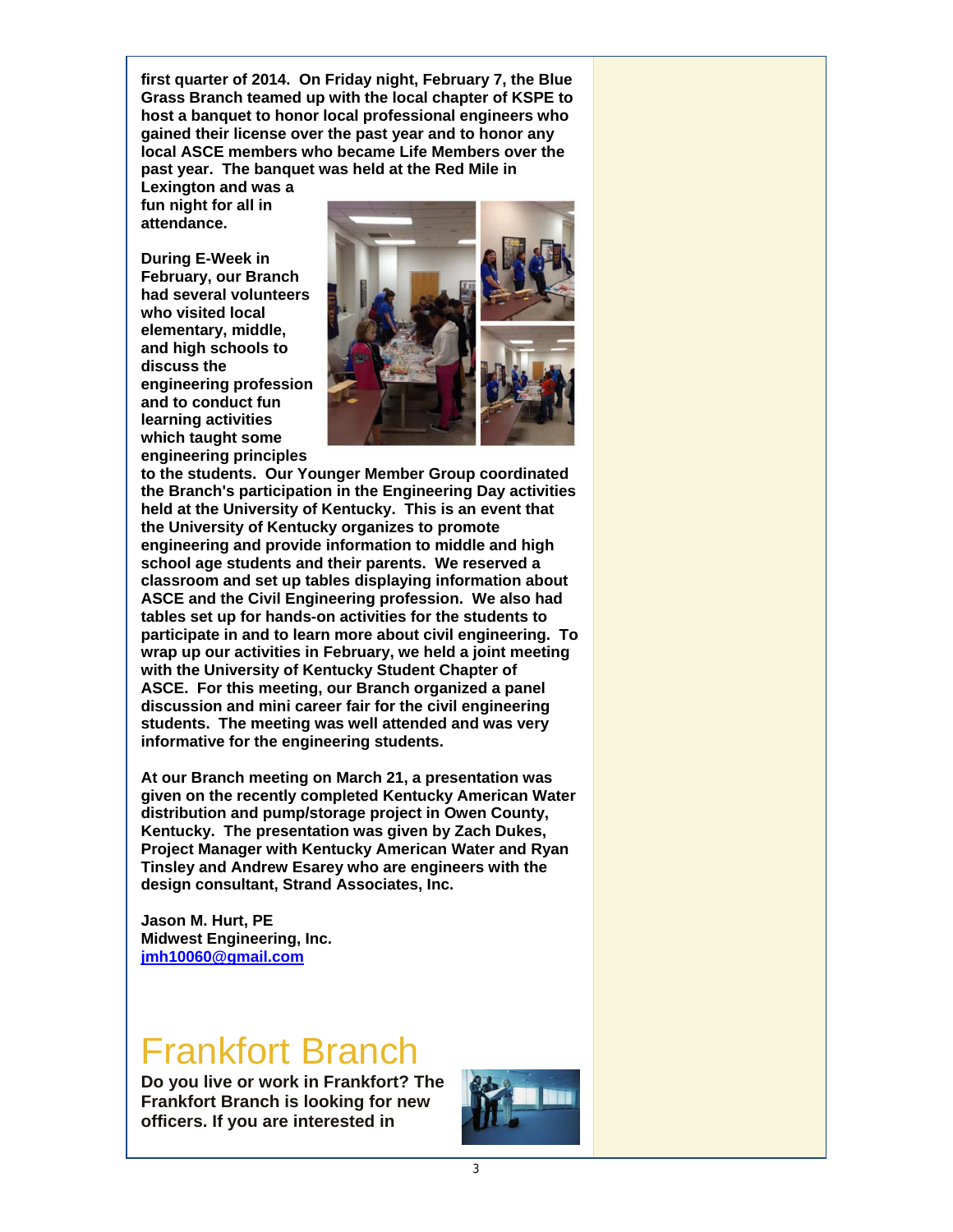**first quarter of 2014. On Friday night, February 7, the Blue Grass Branch teamed up with the local chapter of KSPE to host a banquet to honor local professional engineers who gained their license over the past year and to honor any local ASCE members who became Life Members over the past year. The banquet was held at the Red Mile in Lexington and was a fun night for all in attendance.**

**During E-Week in February, our Branch had several volunteers who visited local elementary, middle, and high schools to discuss the engineering profession and to conduct fun learning activities which taught some engineering principles to the students. Our Younger Member Group coordinated the Branch's participation in the Engineering Day activities held at the University of Kentucky. This is an event that the University of Kentucky organizes to promote engineering and provide information to middle and high school age students and their parents. We reserved a classroom and set up tables displaying information about ASCE and the Civil Engineering profession. We also had tables set up for hands-on activities for the students to participate in and to learn more about civil engineering. To wrap up our activities in February, we held a joint meeting with the University of Kentucky Student Chapter of ASCE. For this meeting, our Branch organized a panel discussion and mini career fair for the civil engineering students. The meeting was well attended and was very informative for the engineering students.**

**At our Branch meeting on March 21, a presentation was given on the recently completed Kentucky American Water distribution and pump/storage project in Owen County, Kentucky. The presentation was given by Zach Dukes, Project Manager with Kentucky American Water and Ryan Tinsley and Andrew Esarey who are engineers with the design consultant, Strand Associates, Inc.**

**Jason M. Hurt, PE**
**Midwest Engineering, Inc.**
**jmh10060@gmail.com**

# Frankfort Branch

**Do you live or work in Frankfort? The Frankfort Branch is looking for new officers. If you are interested in**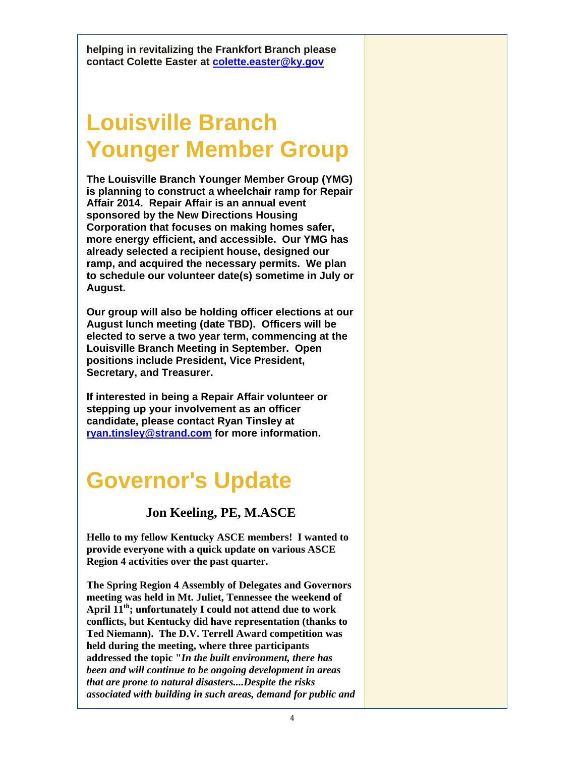**helping in revitalizing the Frankfort Branch please contact Colette Easter at colette.easter@ky.gov**

# Louisville Branch Younger Member Group

**The Louisville Branch Younger Member Group (YMG) is planning to construct a wheelchair ramp for Repair Affair 2014. Repair Affair is an annual event sponsored by the New Directions Housing Corporation that focuses on making homes safer, more energy efficient, and accessible. Our YMG has already selected a recipient house, designed our ramp, and acquired the necessary permits. We plan to schedule our volunteer date(s) sometime in July or August.**

**Our group will also be holding officer elections at our August lunch meeting (date TBD). Officers will be elected to serve a two year term, commencing at the Louisville Branch Meeting in September. Open positions include President, Vice President, Secretary, and Treasurer.**

**If interested in being a Repair Affair volunteer or stepping up your involvement as an officer candidate, please contact Ryan Tinsley at ryan.tinsley@strand.com for more information.**

# Governor's Update

**Jon Keeling, PE, M.ASCE**

**Hello to my fellow Kentucky ASCE members! I wanted to provide everyone with a quick update on various ASCE Region 4 activities over the past quarter.**

**The Spring Region 4 Assembly of Delegates and Governors meeting was held in Mt. Juliet, Tennessee the weekend of April 11th; unfortunately I could not attend due to work conflicts, but Kentucky did have representation (thanks to Ted Niemann). The D.V. Terrell Award competition was held during the meeting, where three participants addressed the topic "*In the built environment, there has been and will continue to be ongoing development in areas that are prone to natural disasters....Despite the risks associated with building in such areas, demand for public and***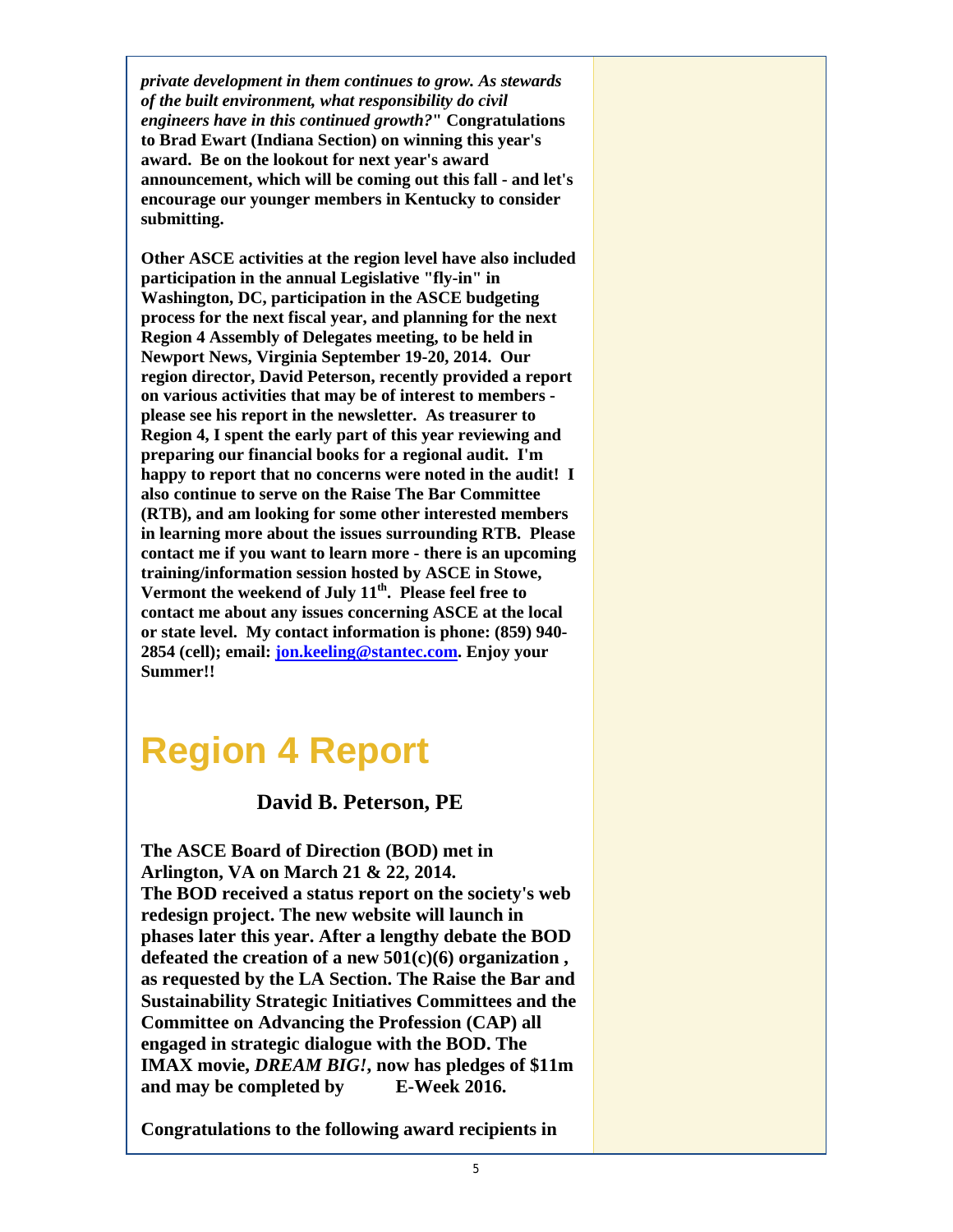***private development in them continues to grow. As stewards of the built environment, what responsibility do civil engineers have in this continued growth?*" Congratulations to Brad Ewart (Indiana Section) on winning this year's award. Be on the lookout for next year's award announcement, which will be coming out this fall - and let's encourage our younger members in Kentucky to consider submitting.**

**Other ASCE activities at the region level have also included participation in the annual Legislative "fly-in" in Washington, DC, participation in the ASCE budgeting process for the next fiscal year, and planning for the next Region 4 Assembly of Delegates meeting, to be held in Newport News, Virginia September 19-20, 2014. Our region director, David Peterson, recently provided a report on various activities that may be of interest to members - please see his report in the newsletter. As treasurer to Region 4, I spent the early part of this year reviewing and preparing our financial books for a regional audit. I'm happy to report that no concerns were noted in the audit! I also continue to serve on the Raise The Bar Committee (RTB), and am looking for some other interested members in learning more about the issues surrounding RTB. Please contact me if you want to learn more - there is an upcoming training/information session hosted by ASCE in Stowe, Vermont the weekend of July 11th. Please feel free to contact me about any issues concerning ASCE at the local or state level. My contact information is phone: (859) 940-2854 (cell); email: [jon.keeling@stantec.com](mailto:jon.keeling@stantec.com). Enjoy your Summer!!**

# Region 4 Report

**David B. Peterson, PE**

**The ASCE Board of Direction (BOD) met in Arlington, VA on March 21 & 22, 2014.**
**The BOD received a status report on the society's web redesign project. The new website will launch in phases later this year. After a lengthy debate the BOD defeated the creation of a new 501(c)(6) organization , as requested by the LA Section. The Raise the Bar and Sustainability Strategic Initiatives Committees and the Committee on Advancing the Profession (CAP) all engaged in strategic dialogue with the BOD. The IMAX movie, *DREAM BIG!*, now has pledges of $11m and may be completed by E-Week 2016.**

**Congratulations to the following award recipients in**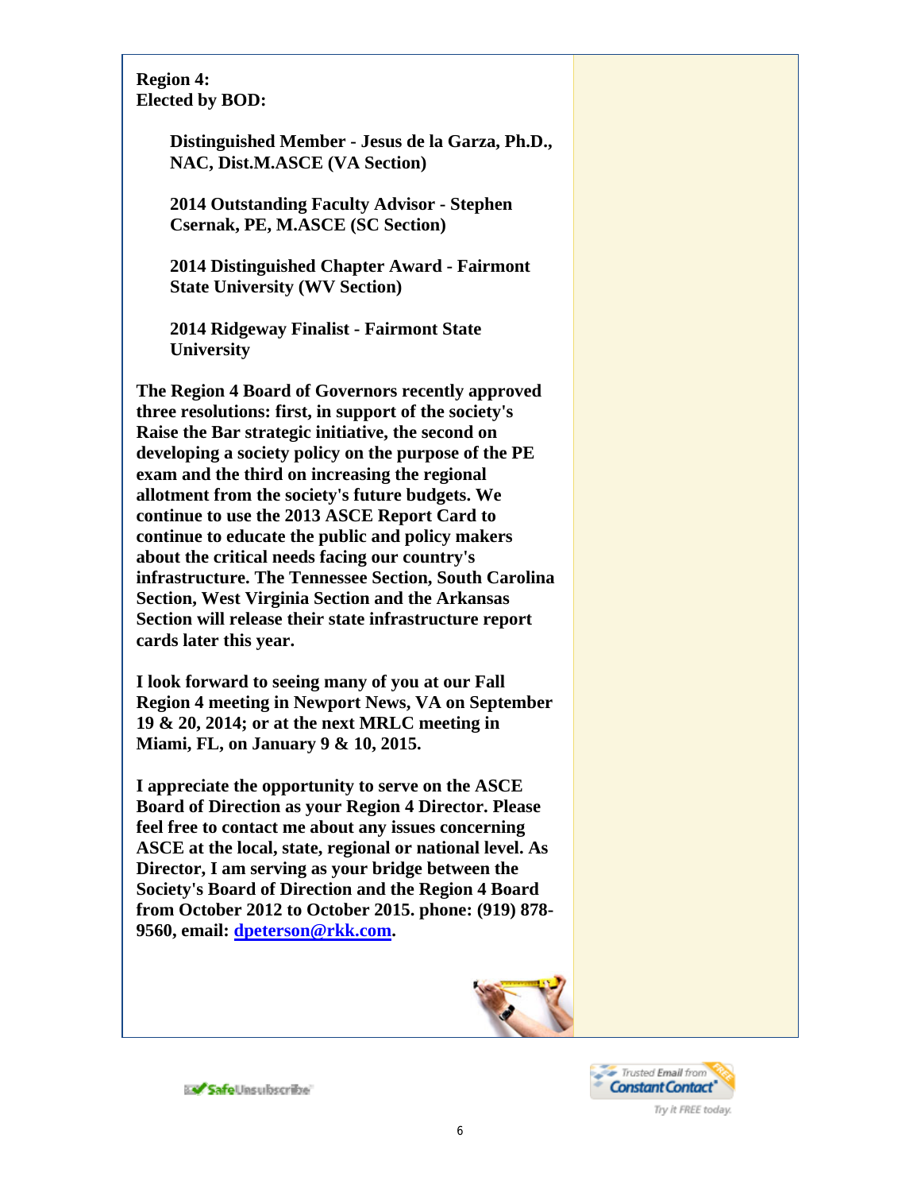**Region 4:**
**Elected by BOD:**

**Distinguished Member - Jesus de la Garza, Ph.D., NAC, Dist.M.ASCE (VA Section)**

**2014 Outstanding Faculty Advisor - Stephen Csernak, PE, M.ASCE (SC Section)**

**2014 Distinguished Chapter Award - Fairmont State University (WV Section)**

**2014 Ridgeway Finalist - Fairmont State University**

**The Region 4 Board of Governors recently approved three resolutions: first, in support of the society's Raise the Bar strategic initiative, the second on developing a society policy on the purpose of the PE exam and the third on increasing the regional allotment from the society's future budgets. We continue to use the 2013 ASCE Report Card to continue to educate the public and policy makers about the critical needs facing our country's infrastructure. The Tennessee Section, South Carolina Section, West Virginia Section and the Arkansas Section will release their state infrastructure report cards later this year.**

**I look forward to seeing many of you at our Fall Region 4 meeting in Newport News, VA on September 19 & 20, 2014; or at the next MRLC meeting in Miami, FL, on January 9 & 10, 2015.**

**I appreciate the opportunity to serve on the ASCE Board of Direction as your Region 4 Director. Please feel free to contact me about any issues concerning ASCE at the local, state, regional or national level. As Director, I am serving as your bridge between the Society's Board of Direction and the Region 4 Board from October 2012 to October 2015. phone: (919) 878-9560, email: [dpeterson@rkk.com](mailto:dpeterson@rkk.com).**

SafeUnsubscribe

Trusted Email from Constant Contact
Try it FREE today.